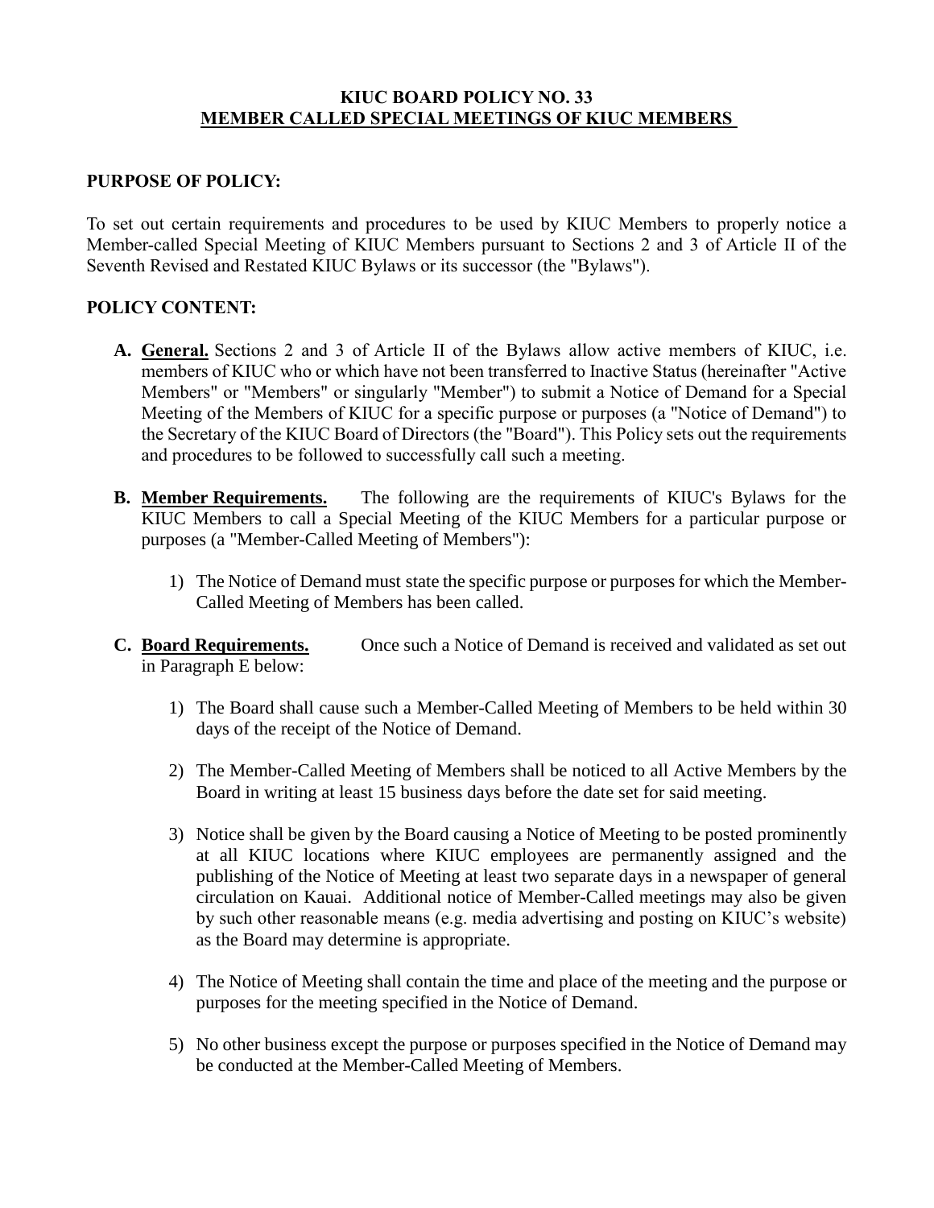# KIUC BOARD POLICY NO. 33
## MEMBER CALLED SPECIAL MEETINGS OF KIUC MEMBERS

### PURPOSE OF POLICY:

To set out certain requirements and procedures to be used by KIUC Members to properly notice a Member-called Special Meeting of KIUC Members pursuant to Sections 2 and 3 of Article II of the Seventh Revised and Restated KIUC Bylaws or its successor (the "Bylaws").

### POLICY CONTENT:

**A. General.** Sections 2 and 3 of Article II of the Bylaws allow active members of KIUC, i.e. members of KIUC who or which have not been transferred to Inactive Status (hereinafter "Active Members" or "Members" or singularly "Member") to submit a Notice of Demand for a Special Meeting of the Members of KIUC for a specific purpose or purposes (a "Notice of Demand") to the Secretary of the KIUC Board of Directors (the "Board"). This Policy sets out the requirements and procedures to be followed to successfully call such a meeting.

**B. Member Requirements.** The following are the requirements of KIUC's Bylaws for the KIUC Members to call a Special Meeting of the KIUC Members for a particular purpose or purposes (a "Member-Called Meeting of Members"):

1) The Notice of Demand must state the specific purpose or purposes for which the Member-Called Meeting of Members has been called.

**C. Board Requirements.** Once such a Notice of Demand is received and validated as set out in Paragraph E below:

1) The Board shall cause such a Member-Called Meeting of Members to be held within 30 days of the receipt of the Notice of Demand.

2) The Member-Called Meeting of Members shall be noticed to all Active Members by the Board in writing at least 15 business days before the date set for said meeting.

3) Notice shall be given by the Board causing a Notice of Meeting to be posted prominently at all KIUC locations where KIUC employees are permanently assigned and the publishing of the Notice of Meeting at least two separate days in a newspaper of general circulation on Kauai. Additional notice of Member-Called meetings may also be given by such other reasonable means (e.g. media advertising and posting on KIUC's website) as the Board may determine is appropriate.

4) The Notice of Meeting shall contain the time and place of the meeting and the purpose or purposes for the meeting specified in the Notice of Demand.

5) No other business except the purpose or purposes specified in the Notice of Demand may be conducted at the Member-Called Meeting of Members.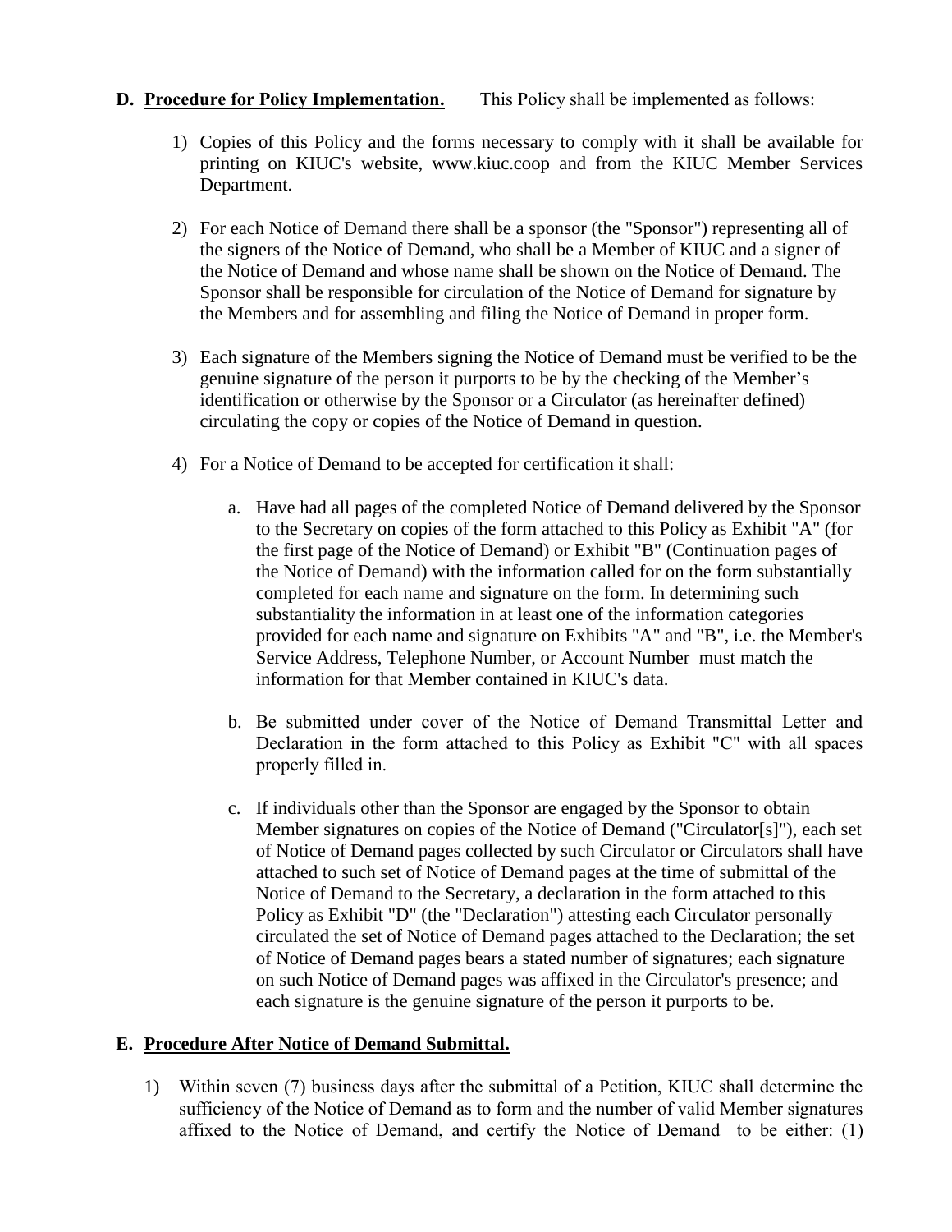**D. Procedure for Policy Implementation.** This Policy shall be implemented as follows:

1) Copies of this Policy and the forms necessary to comply with it shall be available for printing on KIUC's website, www.kiuc.coop and from the KIUC Member Services Department.

2) For each Notice of Demand there shall be a sponsor (the "Sponsor") representing all of the signers of the Notice of Demand, who shall be a Member of KIUC and a signer of the Notice of Demand and whose name shall be shown on the Notice of Demand. The Sponsor shall be responsible for circulation of the Notice of Demand for signature by the Members and for assembling and filing the Notice of Demand in proper form.

3) Each signature of the Members signing the Notice of Demand must be verified to be the genuine signature of the person it purports to be by the checking of the Member's identification or otherwise by the Sponsor or a Circulator (as hereinafter defined) circulating the copy or copies of the Notice of Demand in question.

4) For a Notice of Demand to be accepted for certification it shall:

   a. Have had all pages of the completed Notice of Demand delivered by the Sponsor to the Secretary on copies of the form attached to this Policy as Exhibit "A" (for the first page of the Notice of Demand) or Exhibit "B" (Continuation pages of the Notice of Demand) with the information called for on the form substantially completed for each name and signature on the form. In determining such substantiality the information in at least one of the information categories provided for each name and signature on Exhibits "A" and "B", i.e. the Member's Service Address, Telephone Number, or Account Number must match the information for that Member contained in KIUC's data.

   b. Be submitted under cover of the Notice of Demand Transmittal Letter and Declaration in the form attached to this Policy as Exhibit "C" with all spaces properly filled in.

   c. If individuals other than the Sponsor are engaged by the Sponsor to obtain Member signatures on copies of the Notice of Demand ("Circulator[s]"), each set of Notice of Demand pages collected by such Circulator or Circulators shall have attached to such set of Notice of Demand pages at the time of submittal of the Notice of Demand to the Secretary, a declaration in the form attached to this Policy as Exhibit "D" (the "Declaration") attesting each Circulator personally circulated the set of Notice of Demand pages attached to the Declaration; the set of Notice of Demand pages bears a stated number of signatures; each signature on such Notice of Demand pages was affixed in the Circulator's presence; and each signature is the genuine signature of the person it purports to be.

**E. Procedure After Notice of Demand Submittal.**

1) Within seven (7) business days after the submittal of a Petition, KIUC shall determine the sufficiency of the Notice of Demand as to form and the number of valid Member signatures affixed to the Notice of Demand, and certify the Notice of Demand to be either: (1)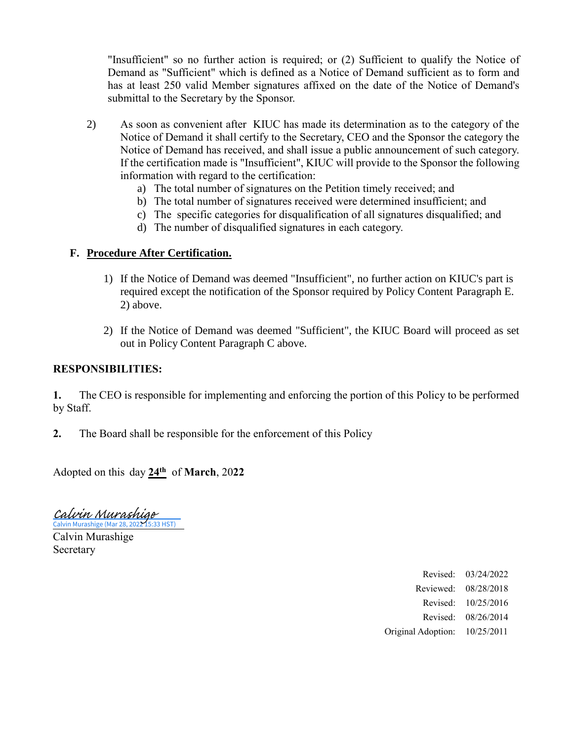"Insufficient" so no further action is required; or (2) Sufficient to qualify the Notice of Demand as "Sufficient" which is defined as a Notice of Demand sufficient as to form and has at least 250 valid Member signatures affixed on the date of the Notice of Demand's submittal to the Secretary by the Sponsor.

2) As soon as convenient after KIUC has made its determination as to the category of the Notice of Demand it shall certify to the Secretary, CEO and the Sponsor the category the Notice of Demand has received, and shall issue a public announcement of such category. If the certification made is "Insufficient", KIUC will provide to the Sponsor the following information with regard to the certification:
   a) The total number of signatures on the Petition timely received; and
   b) The total number of signatures received were determined insufficient; and
   c) The specific categories for disqualification of all signatures disqualified; and
   d) The number of disqualified signatures in each category.

**F. Procedure After Certification.**

1) If the Notice of Demand was deemed "Insufficient", no further action on KIUC's part is required except the notification of the Sponsor required by Policy Content Paragraph E. 2) above.

2) If the Notice of Demand was deemed "Sufficient", the KIUC Board will proceed as set out in Policy Content Paragraph C above.

**RESPONSIBILITIES:**

**1.** The CEO is responsible for implementing and enforcing the portion of this Policy to be performed by Staff.

**2.** The Board shall be responsible for the enforcement of this Policy

Adopted on this day **24th** of **March**, 20**22**

Calvin Murashige
Calvin Murashige (Mar 28, 2022 15:33 HST)

Calvin Murashige
Secretary

| | |
|---|---|
| Revised: | 03/24/2022 |
| Reviewed: | 08/28/2018 |
| Revised: | 10/25/2016 |
| Revised: | 08/26/2014 |
| Original Adoption: | 10/25/2011 |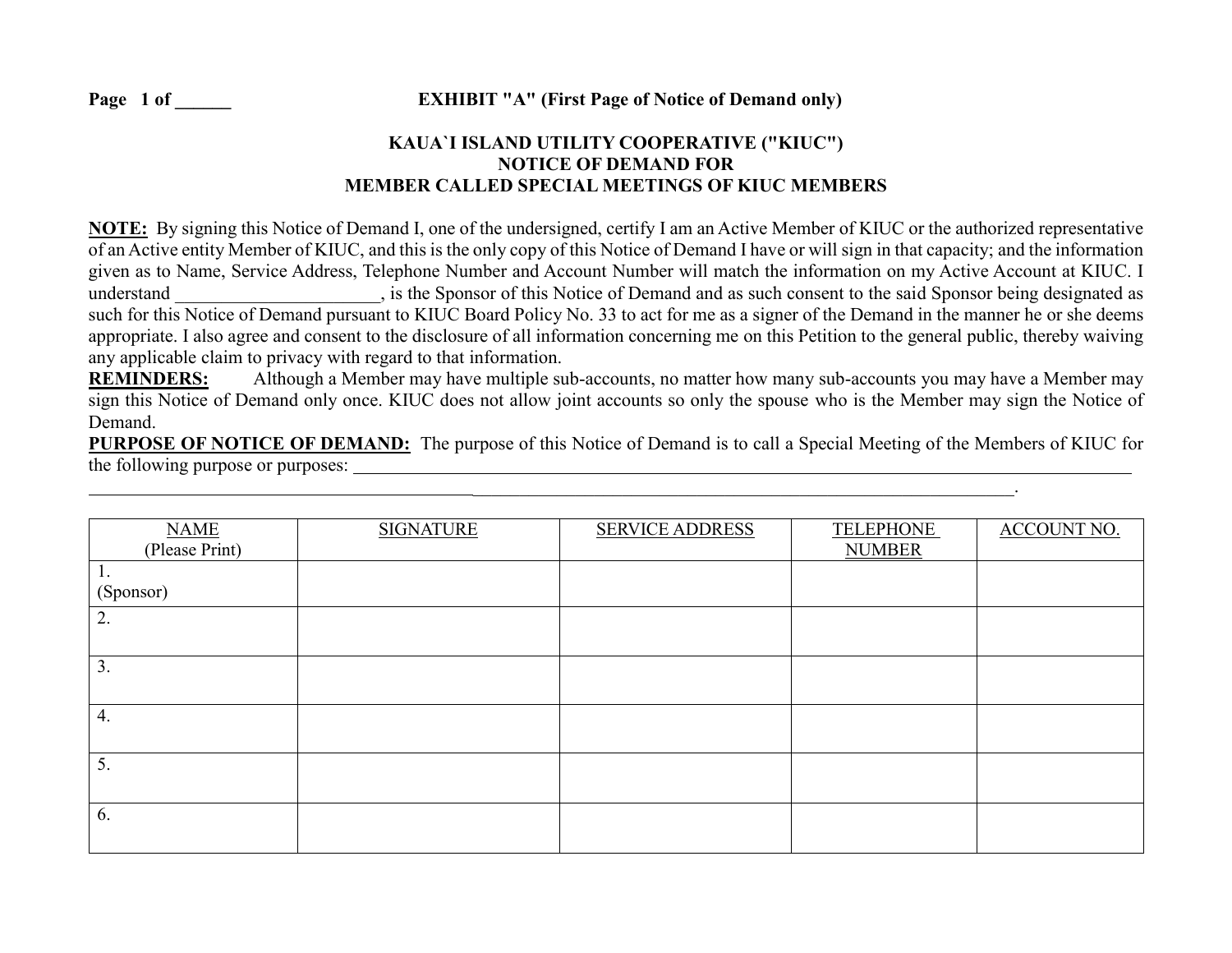Page 1 of ______ **EXHIBIT "A" (First Page of Notice of Demand only)**

# KAUA`I ISLAND UTILITY COOPERATIVE ("KIUC")
# NOTICE OF DEMAND FOR
# MEMBER CALLED SPECIAL MEETINGS OF KIUC MEMBERS

**NOTE:** By signing this Notice of Demand I, one of the undersigned, certify I am an Active Member of KIUC or the authorized representative of an Active entity Member of KIUC, and this is the only copy of this Notice of Demand I have or will sign in that capacity; and the information given as to Name, Service Address, Telephone Number and Account Number will match the information on my Active Account at KIUC. I understand ______________________, is the Sponsor of this Notice of Demand and as such consent to the said Sponsor being designated as such for this Notice of Demand pursuant to KIUC Board Policy No. 33 to act for me as a signer of the Demand in the manner he or she deems appropriate. I also agree and consent to the disclosure of all information concerning me on this Petition to the general public, thereby waiving any applicable claim to privacy with regard to that information.

**REMINDERS:** Although a Member may have multiple sub-accounts, no matter how many sub-accounts you may have a Member may sign this Notice of Demand only once. KIUC does not allow joint accounts so only the spouse who is the Member may sign the Notice of Demand.

**PURPOSE OF NOTICE OF DEMAND:** The purpose of this Notice of Demand is to call a Special Meeting of the Members of KIUC for the following purpose or purposes: ______________________________________________________________________________________
______________________________________________________________________________________________________________.

| NAME (Please Print) | SIGNATURE | SERVICE ADDRESS | TELEPHONE NUMBER | ACCOUNT NO. |
|---|---|---|---|---|
| 1. (Sponsor) | | | | |
| 2. | | | | |
| 3. | | | | |
| 4. | | | | |
| 5. | | | | |
| 6. | | | | |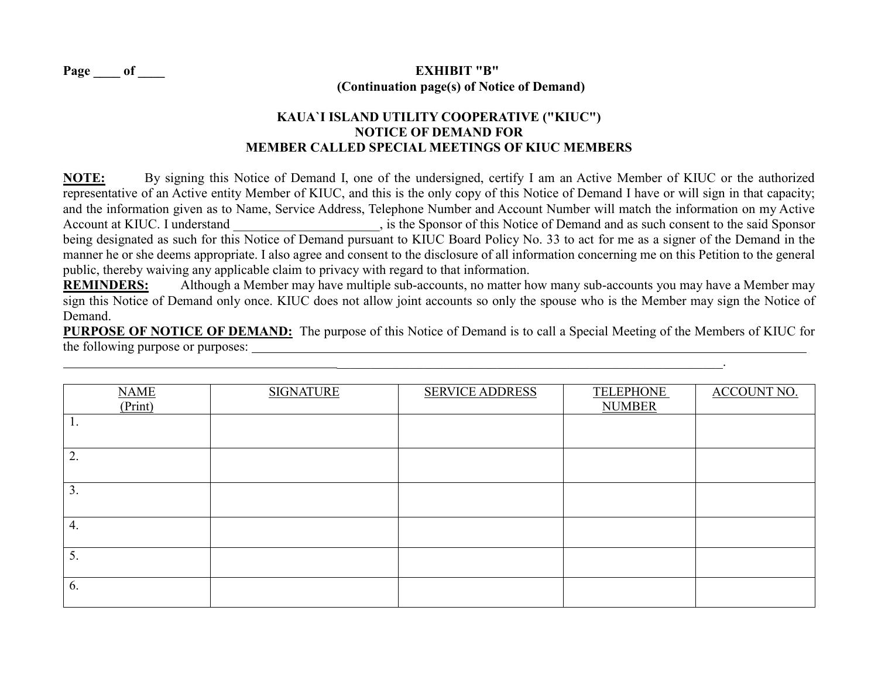Page ____ of ____

**EXHIBIT "B"**
**(Continuation page(s) of Notice of Demand)**

**KAUA`I ISLAND UTILITY COOPERATIVE ("KIUC")**
**NOTICE OF DEMAND FOR**
**MEMBER CALLED SPECIAL MEETINGS OF KIUC MEMBERS**

**NOTE:** By signing this Notice of Demand I, one of the undersigned, certify I am an Active Member of KIUC or the authorized representative of an Active entity Member of KIUC, and this is the only copy of this Notice of Demand I have or will sign in that capacity; and the information given as to Name, Service Address, Telephone Number and Account Number will match the information on my Active Account at KIUC. I understand ______________________, is the Sponsor of this Notice of Demand and as such consent to the said Sponsor being designated as such for this Notice of Demand pursuant to KIUC Board Policy No. 33 to act for me as a signer of the Demand in the manner he or she deems appropriate. I also agree and consent to the disclosure of all information concerning me on this Petition to the general public, thereby waiving any applicable claim to privacy with regard to that information.

**REMINDERS:** Although a Member may have multiple sub-accounts, no matter how many sub-accounts you may have a Member may sign this Notice of Demand only once. KIUC does not allow joint accounts so only the spouse who is the Member may sign the Notice of Demand.

**PURPOSE OF NOTICE OF DEMAND:** The purpose of this Notice of Demand is to call a Special Meeting of the Members of KIUC for the following purpose or purposes: ____________________________________________________________________________________
____________________________________________________________________________________________.

| NAME (Print) | SIGNATURE | SERVICE ADDRESS | TELEPHONE NUMBER | ACCOUNT NO. |
|---|---|---|---|---|
| 1. | | | | |
| 2. | | | | |
| 3. | | | | |
| 4. | | | | |
| 5. | | | | |
| 6. | | | | |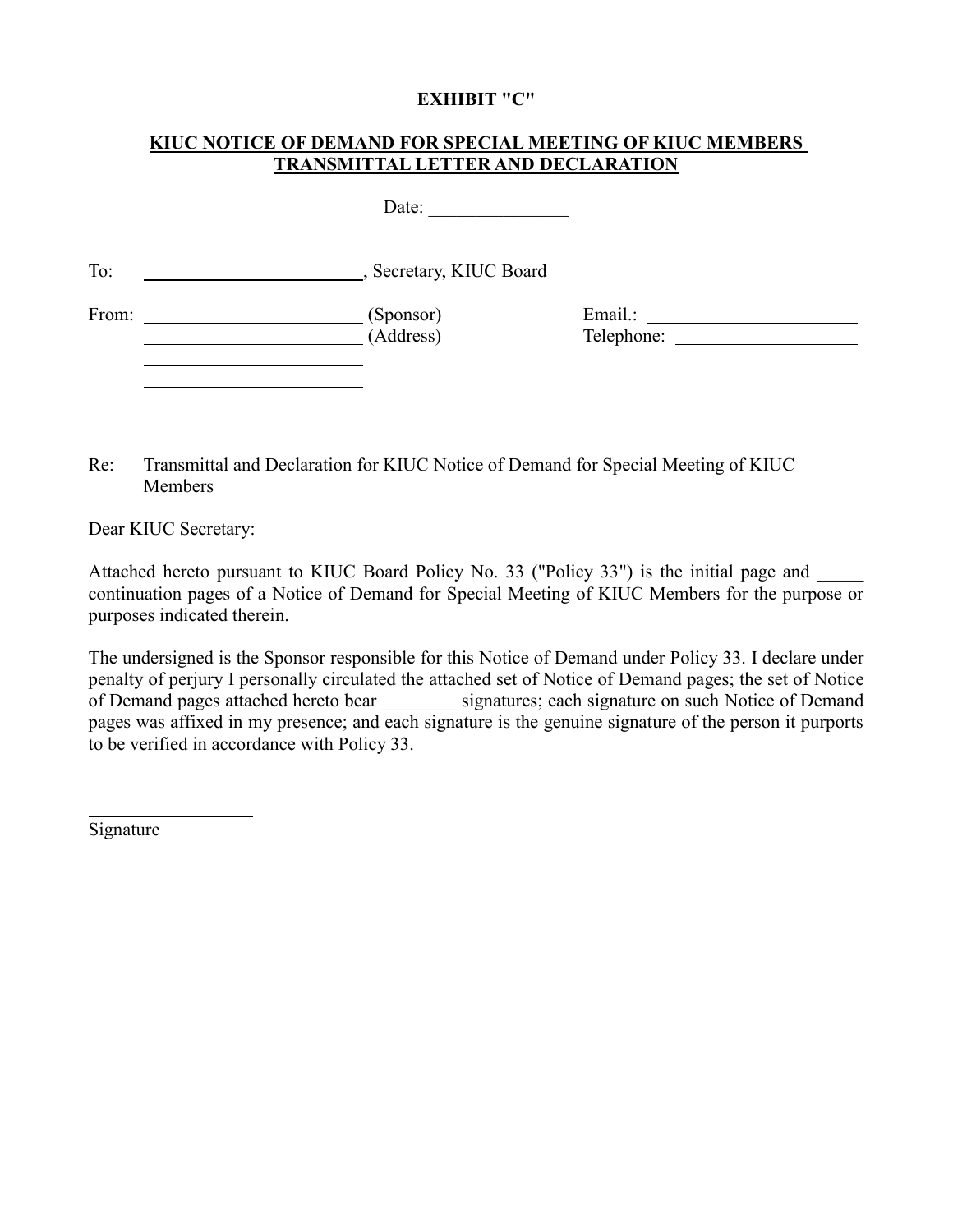**EXHIBIT "C"**

**KIUC NOTICE OF DEMAND FOR SPECIAL MEETING OF KIUC MEMBERS TRANSMITTAL LETTER AND DECLARATION**

Date: _______________

To: ________________________, Secretary, KIUC Board

From: ________________________ (Sponsor)
________________________ (Address)
________________________
________________________

Email.: ________________________
Telephone: ____________________

Re: Transmittal and Declaration for KIUC Notice of Demand for Special Meeting of KIUC Members

Dear KIUC Secretary:

Attached hereto pursuant to KIUC Board Policy No. 33 ("Policy 33") is the initial page and _____ continuation pages of a Notice of Demand for Special Meeting of KIUC Members for the purpose or purposes indicated therein.

The undersigned is the Sponsor responsible for this Notice of Demand under Policy 33. I declare under penalty of perjury I personally circulated the attached set of Notice of Demand pages; the set of Notice of Demand pages attached hereto bear ________ signatures; each signature on such Notice of Demand pages was affixed in my presence; and each signature is the genuine signature of the person it purports to be verified in accordance with Policy 33.

__________________
Signature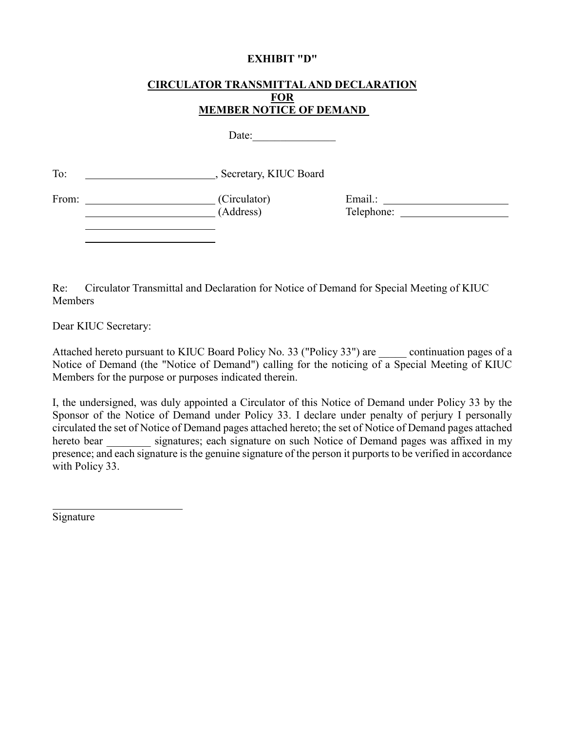**EXHIBIT "D"**

**CIRCULATOR TRANSMITTAL AND DECLARATION**
**FOR**
**MEMBER NOTICE OF DEMAND**

Date:_______________

To: ________________________, Secretary, KIUC Board

From: ________________________ (Circulator)
________________________ (Address)
________________________
________________________

Email.: ________________________
Telephone: ____________________

Re: Circulator Transmittal and Declaration for Notice of Demand for Special Meeting of KIUC Members

Dear KIUC Secretary:

Attached hereto pursuant to KIUC Board Policy No. 33 ("Policy 33") are _____ continuation pages of a Notice of Demand (the "Notice of Demand") calling for the noticing of a Special Meeting of KIUC Members for the purpose or purposes indicated therein.

I, the undersigned, was duly appointed a Circulator of this Notice of Demand under Policy 33 by the Sponsor of the Notice of Demand under Policy 33. I declare under penalty of perjury I personally circulated the set of Notice of Demand pages attached hereto; the set of Notice of Demand pages attached hereto bear ________ signatures; each signature on such Notice of Demand pages was affixed in my presence; and each signature is the genuine signature of the person it purports to be verified in accordance with Policy 33.

________________________
Signature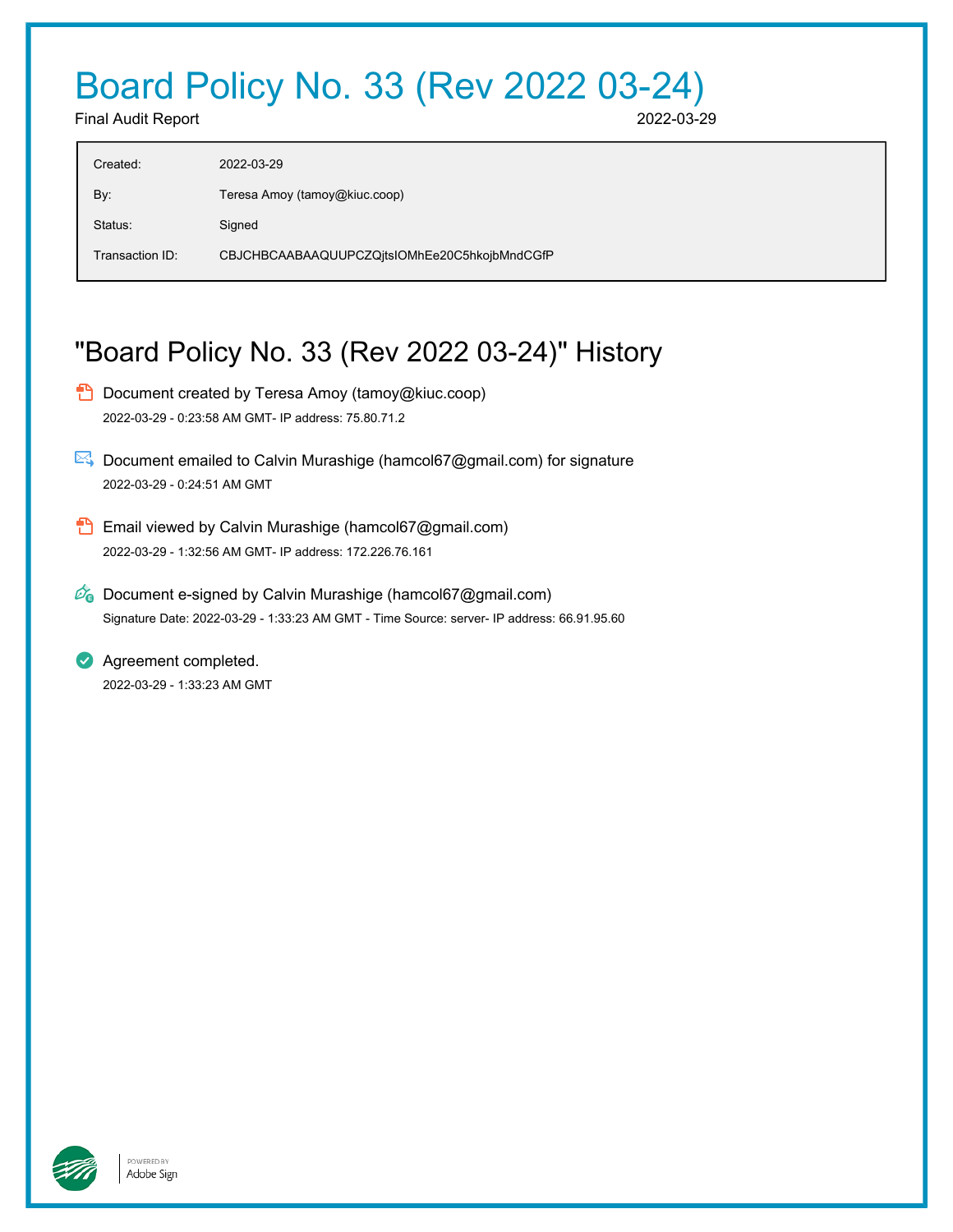# Board Policy No. 33 (Rev 2022 03-24)

Final Audit Report 2022-03-29

| | |
|---|---|
| Created: | 2022-03-29 |
| By: | Teresa Amoy (tamoy@kiuc.coop) |
| Status: | Signed |
| Transaction ID: | CBJCHBCAABAAQUUPCZQjtsIOMhEe20C5hkojbMndCGfP |

## "Board Policy No. 33 (Rev 2022 03-24)" History

- Document created by Teresa Amoy (tamoy@kiuc.coop)
  2022-03-29 - 0:23:58 AM GMT- IP address: 75.80.71.2

- Document emailed to Calvin Murashige (hamcol67@gmail.com) for signature
  2022-03-29 - 0:24:51 AM GMT

- Email viewed by Calvin Murashige (hamcol67@gmail.com)
  2022-03-29 - 1:32:56 AM GMT- IP address: 172.226.76.161

- Document e-signed by Calvin Murashige (hamcol67@gmail.com)
  Signature Date: 2022-03-29 - 1:33:23 AM GMT - Time Source: server- IP address: 66.91.95.60

- Agreement completed.
  2022-03-29 - 1:33:23 AM GMT

POWERED BY Adobe Sign